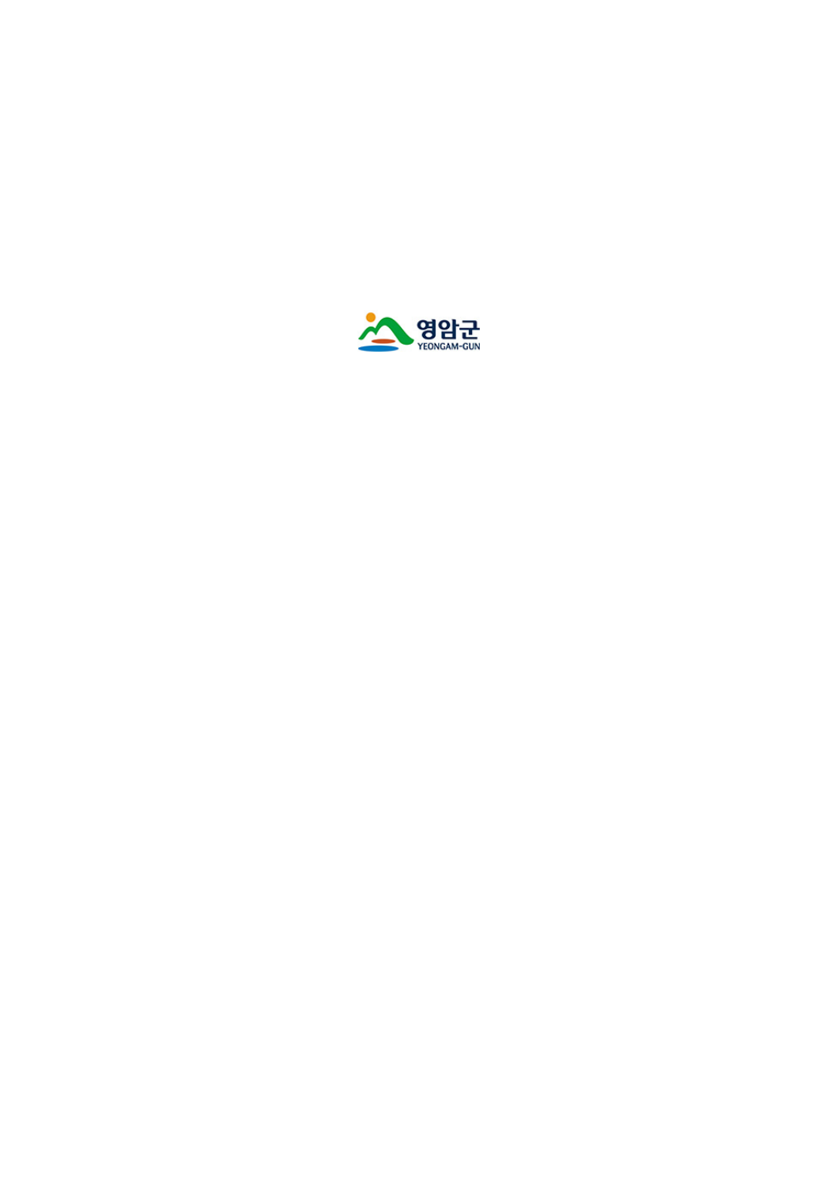영암군
YEONGAM-GUN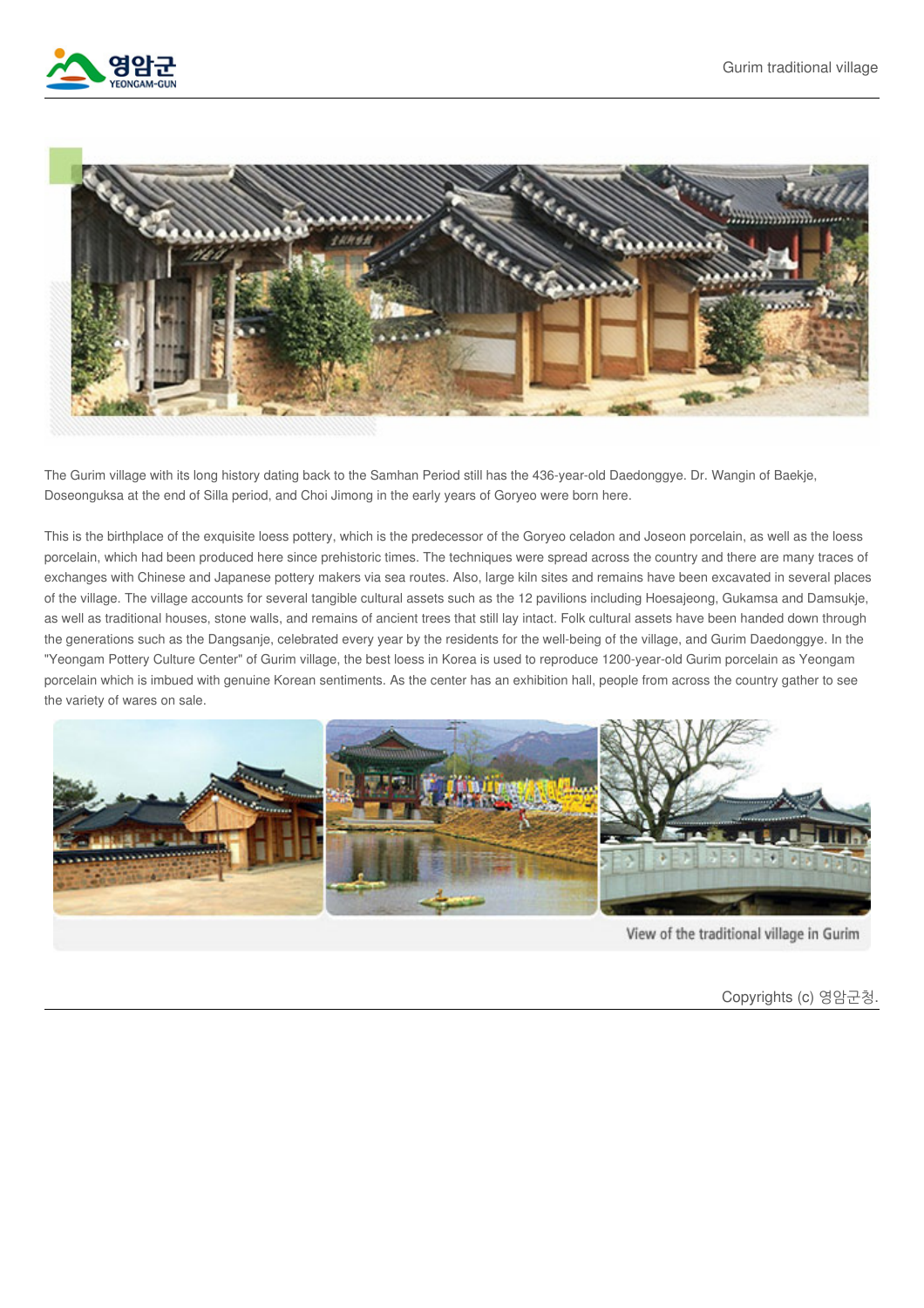The Gurim village with its long history dating back to the Samhan Period still has the 436-year-old Daedonggye. Dr. Wangin of Baekje, Doseonguksa at the end of Silla period, and Choi Jimong in the early years of Goryeo were born here.

This is the birthplace of the exquisite loess pottery, which is the predecessor of the Goryeo celadon and Joseon porcelain, as well as the loess porcelain, which had been produced here since prehistoric times. The techniques were spread across the country and there are many traces of exchanges with Chinese and Japanese pottery makers via sea routes. Also, large kiln sites and remains have been excavated in several places of the village. The village accounts for several tangible cultural assets such as the 12 pavilions including Hoesajeong, Gukamsa and Damsukje, as well as traditional houses, stone walls, and remains of ancient trees that still lay intact. Folk cultural assets have been handed down through the generations such as the Dangsanje, celebrated every year by the residents for the well-being of the village, and Gurim Daedonggye. In the "Yeongam Pottery Culture Center" of Gurim village, the best loess in Korea is used to reproduce 1200-year-old Gurim porcelain as Yeongam porcelain which is imbued with genuine Korean sentiments. As the center has an exhibition hall, people from across the country gather to see the variety of wares on sale.

View of the traditional village in Gurim

Copyrights (c) 영암군청.